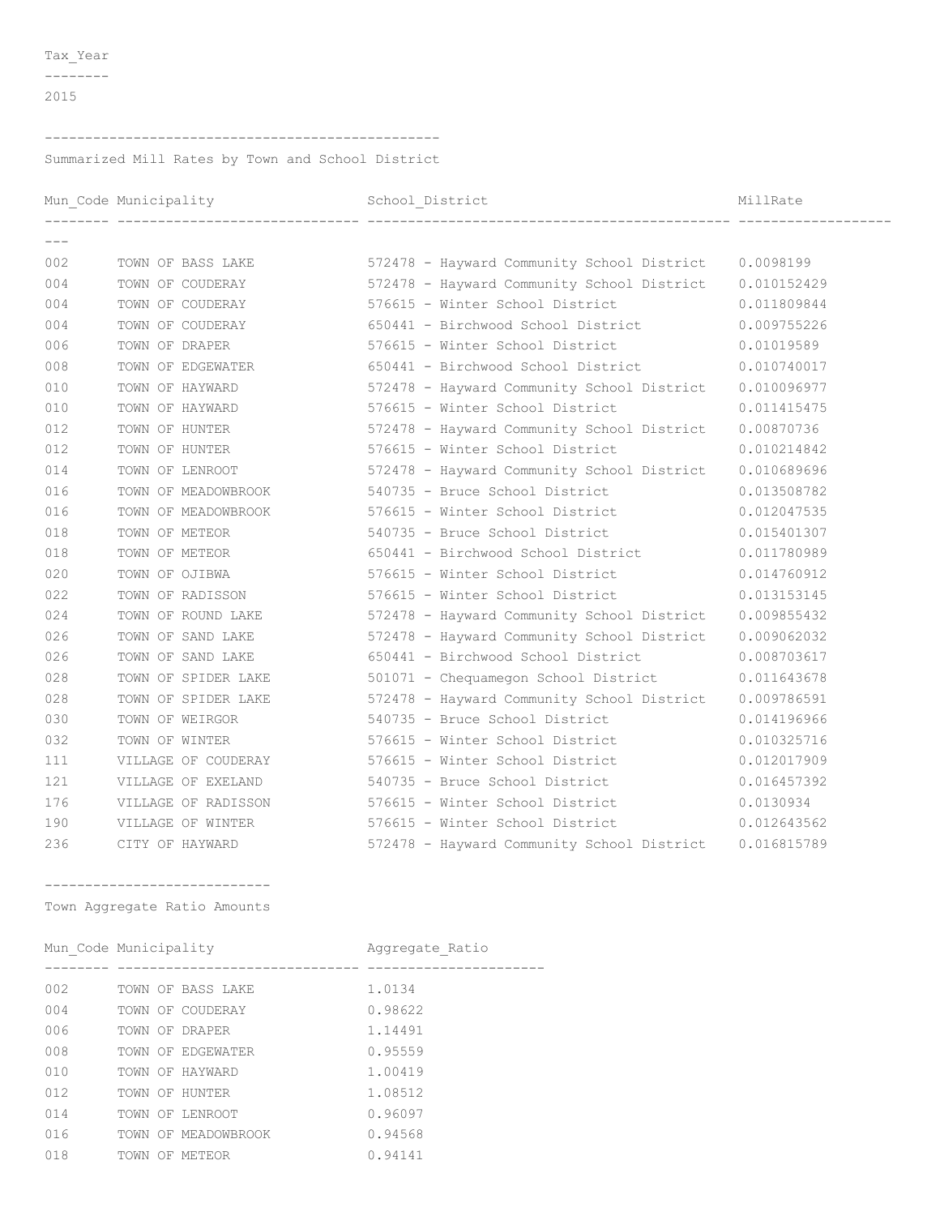| Tax_Year |
| --- |
| 2015 |

## Summarized Mill Rates by Town and School District

| Mun_Code | Municipality | School_District | MillRate |
| --- | --- | --- | --- |
| 002 | TOWN OF BASS LAKE | 572478 - Hayward Community School District | 0.0098199 |
| 004 | TOWN OF COUDERAY | 572478 - Hayward Community School District | 0.010152429 |
| 004 | TOWN OF COUDERAY | 576615 - Winter School District | 0.011809844 |
| 004 | TOWN OF COUDERAY | 650441 - Birchwood School District | 0.009755226 |
| 006 | TOWN OF DRAPER | 576615 - Winter School District | 0.01019589 |
| 008 | TOWN OF EDGEWATER | 650441 - Birchwood School District | 0.010740017 |
| 010 | TOWN OF HAYWARD | 572478 - Hayward Community School District | 0.010096977 |
| 010 | TOWN OF HAYWARD | 576615 - Winter School District | 0.011415475 |
| 012 | TOWN OF HUNTER | 572478 - Hayward Community School District | 0.00870736 |
| 012 | TOWN OF HUNTER | 576615 - Winter School District | 0.010214842 |
| 014 | TOWN OF LENROOT | 572478 - Hayward Community School District | 0.010689696 |
| 016 | TOWN OF MEADOWBROOK | 540735 - Bruce School District | 0.013508782 |
| 016 | TOWN OF MEADOWBROOK | 576615 - Winter School District | 0.012047535 |
| 018 | TOWN OF METEOR | 540735 - Bruce School District | 0.015401307 |
| 018 | TOWN OF METEOR | 650441 - Birchwood School District | 0.011780989 |
| 020 | TOWN OF OJIBWA | 576615 - Winter School District | 0.014760912 |
| 022 | TOWN OF RADISSON | 576615 - Winter School District | 0.013153145 |
| 024 | TOWN OF ROUND LAKE | 572478 - Hayward Community School District | 0.009855432 |
| 026 | TOWN OF SAND LAKE | 572478 - Hayward Community School District | 0.009062032 |
| 026 | TOWN OF SAND LAKE | 650441 - Birchwood School District | 0.008703617 |
| 028 | TOWN OF SPIDER LAKE | 501071 - Chequamegon School District | 0.011643678 |
| 028 | TOWN OF SPIDER LAKE | 572478 - Hayward Community School District | 0.009786591 |
| 030 | TOWN OF WEIRGOR | 540735 - Bruce School District | 0.014196966 |
| 032 | TOWN OF WINTER | 576615 - Winter School District | 0.010325716 |
| 111 | VILLAGE OF COUDERAY | 576615 - Winter School District | 0.012017909 |
| 121 | VILLAGE OF EXELAND | 540735 - Bruce School District | 0.016457392 |
| 176 | VILLAGE OF RADISSON | 576615 - Winter School District | 0.0130934 |
| 190 | VILLAGE OF WINTER | 576615 - Winter School District | 0.012643562 |
| 236 | CITY OF HAYWARD | 572478 - Hayward Community School District | 0.016815789 |

## Town Aggregate Ratio Amounts

| Mun_Code | Municipality | Aggregate_Ratio |
| --- | --- | --- |
| 002 | TOWN OF BASS LAKE | 1.0134 |
| 004 | TOWN OF COUDERAY | 0.98622 |
| 006 | TOWN OF DRAPER | 1.14491 |
| 008 | TOWN OF EDGEWATER | 0.95559 |
| 010 | TOWN OF HAYWARD | 1.00419 |
| 012 | TOWN OF HUNTER | 1.08512 |
| 014 | TOWN OF LENROOT | 0.96097 |
| 016 | TOWN OF MEADOWBROOK | 0.94568 |
| 018 | TOWN OF METEOR | 0.94141 |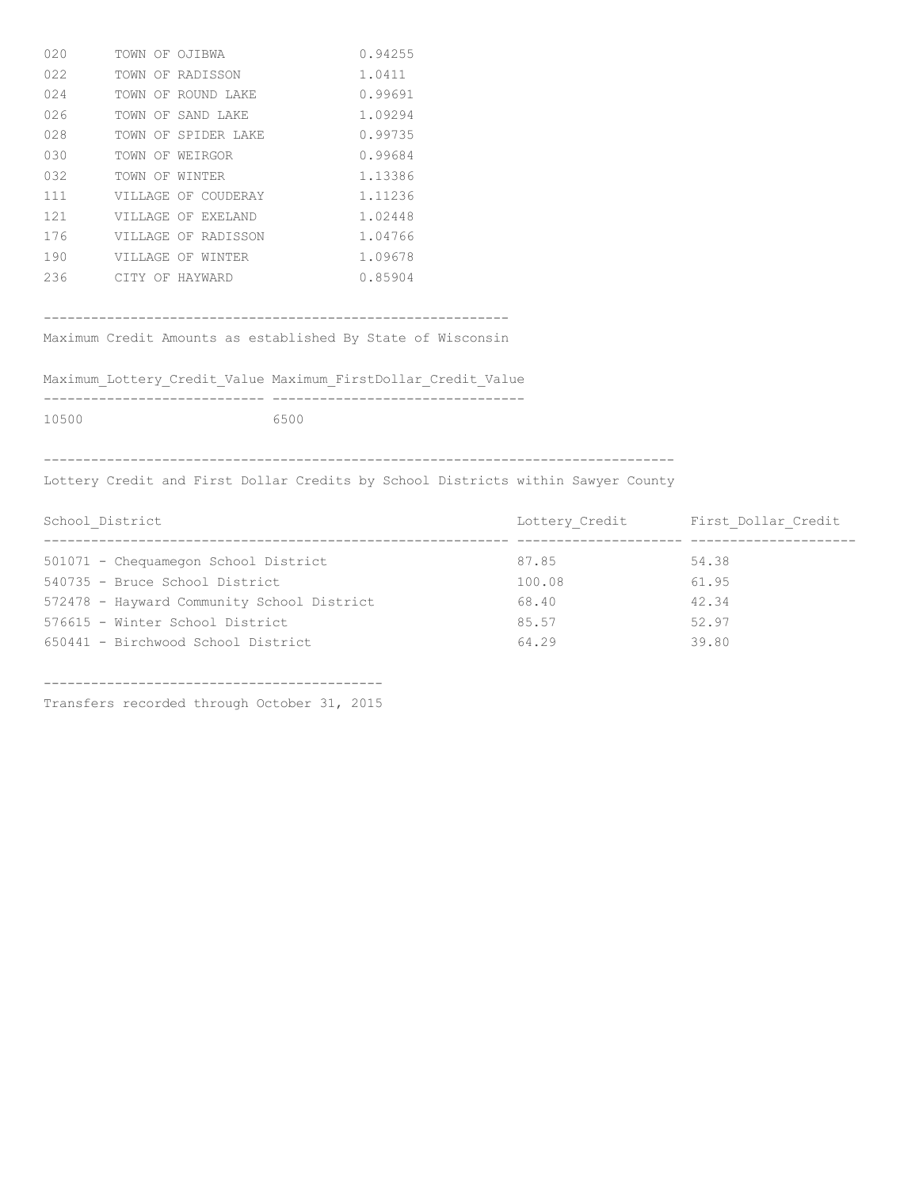| | | |
|---|---|---|
| 020 | TOWN OF OJIBWA | 0.94255 |
| 022 | TOWN OF RADISSON | 1.0411 |
| 024 | TOWN OF ROUND LAKE | 0.99691 |
| 026 | TOWN OF SAND LAKE | 1.09294 |
| 028 | TOWN OF SPIDER LAKE | 0.99735 |
| 030 | TOWN OF WEIRGOR | 0.99684 |
| 032 | TOWN OF WINTER | 1.13386 |
| 111 | VILLAGE OF COUDERAY | 1.11236 |
| 121 | VILLAGE OF EXELAND | 1.02448 |
| 176 | VILLAGE OF RADISSON | 1.04766 |
| 190 | VILLAGE OF WINTER | 1.09678 |
| 236 | CITY OF HAYWARD | 0.85904 |

---

Maximum Credit Amounts as established By State of Wisconsin

| Maximum_Lottery_Credit_Value | Maximum_FirstDollar_Credit_Value |
|---|---|
| 10500 | 6500 |

---

Lottery Credit and First Dollar Credits by School Districts within Sawyer County

| School_District | Lottery_Credit | First_Dollar_Credit |
|---|---|---|
| 501071 - Chequamegon School District | 87.85 | 54.38 |
| 540735 - Bruce School District | 100.08 | 61.95 |
| 572478 - Hayward Community School District | 68.40 | 42.34 |
| 576615 - Winter School District | 85.57 | 52.97 |
| 650441 - Birchwood School District | 64.29 | 39.80 |

---

Transfers recorded through October 31, 2015